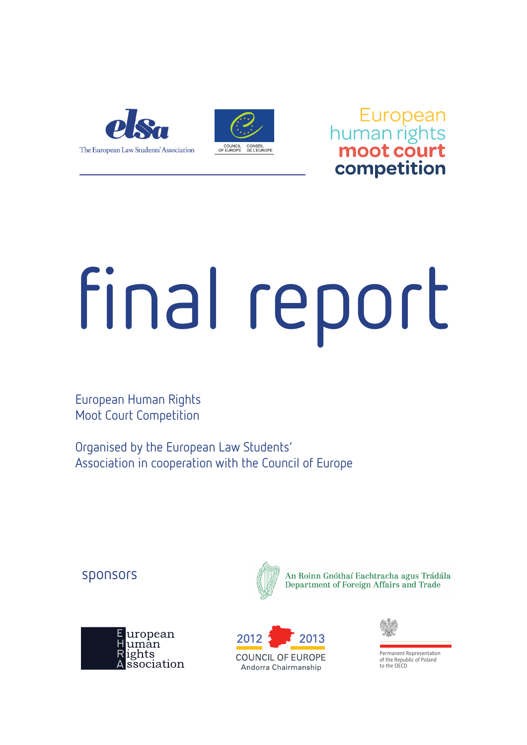elsa
The European Law Students' Association

COUNCIL OF EUROPE
CONSEIL DE L'EUROPE

European
human rights
**moot court**
**competition**

# final report

European Human Rights
Moot Court Competition

Organised by the European Law Students' Association in cooperation with the Council of Europe

sponsors

An Roinn Gnóthaí Eachtracha agus Trádála
Department of Foreign Affairs and Trade

European
Human
Rights
Association

2012 2013
COUNCIL OF EUROPE
Andorra Chairmanship

Permanent Representation
of the Republic of Poland
to the OECD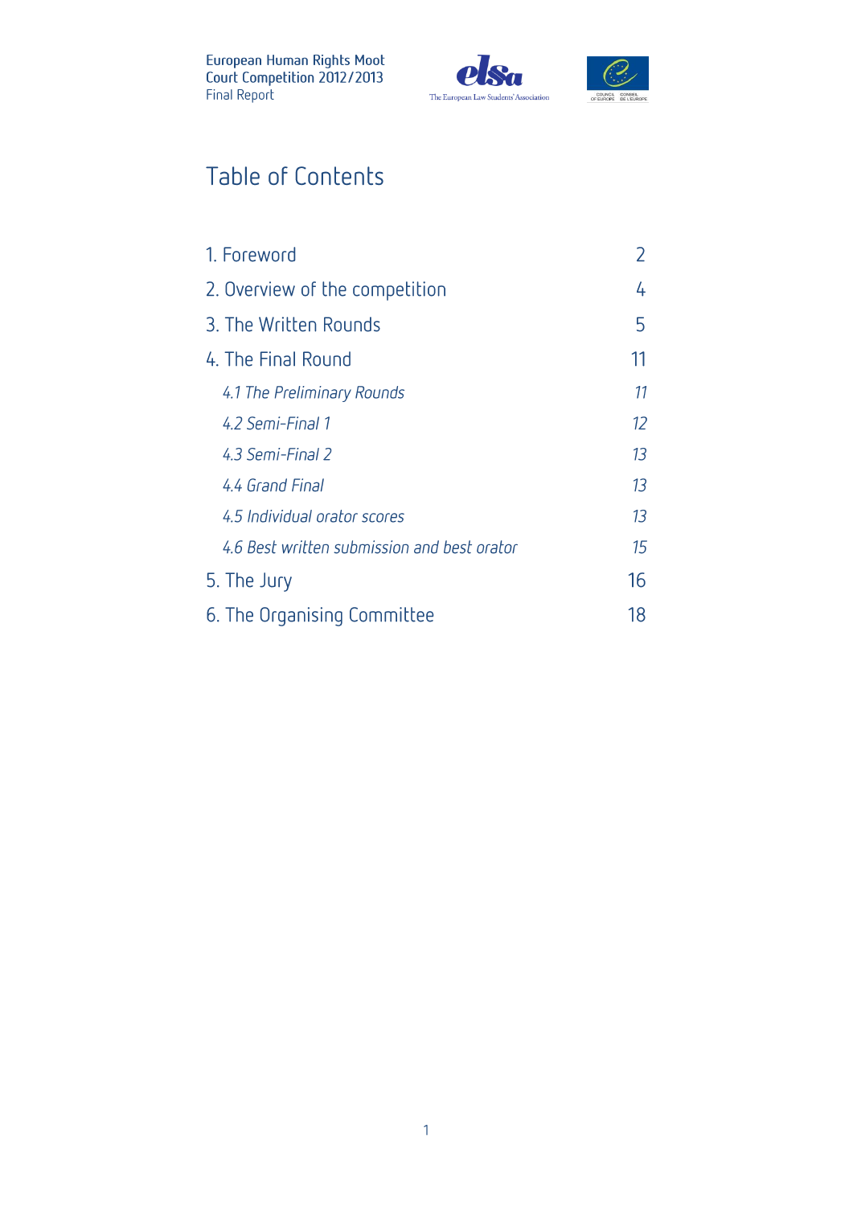# Table of Contents

| | |
|---|---|
| 1. Foreword | 2 |
| 2. Overview of the competition | 4 |
| 3. The Written Rounds | 5 |
| 4. The Final Round | 11 |
| *4.1 The Preliminary Rounds* | *11* |
| *4.2 Semi-Final 1* | *12* |
| *4.3 Semi-Final 2* | *13* |
| *4.4 Grand Final* | *13* |
| *4.5 Individual orator scores* | *13* |
| *4.6 Best written submission and best orator* | *15* |
| 5. The Jury | 16 |
| 6. The Organising Committee | 18 |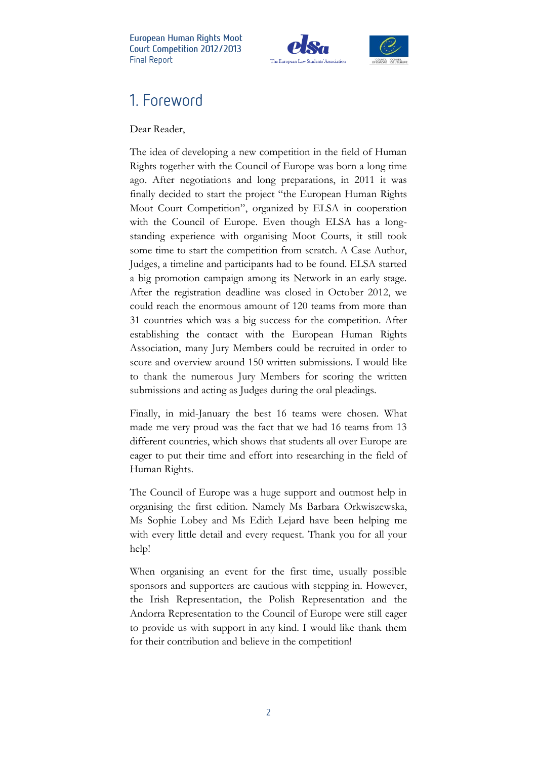# 1. Foreword

Dear Reader,

The idea of developing a new competition in the field of Human Rights together with the Council of Europe was born a long time ago. After negotiations and long preparations, in 2011 it was finally decided to start the project "the European Human Rights Moot Court Competition", organized by ELSA in cooperation with the Council of Europe. Even though ELSA has a long-standing experience with organising Moot Courts, it still took some time to start the competition from scratch. A Case Author, Judges, a timeline and participants had to be found. ELSA started a big promotion campaign among its Network in an early stage. After the registration deadline was closed in October 2012, we could reach the enormous amount of 120 teams from more than 31 countries which was a big success for the competition. After establishing the contact with the European Human Rights Association, many Jury Members could be recruited in order to score and overview around 150 written submissions. I would like to thank the numerous Jury Members for scoring the written submissions and acting as Judges during the oral pleadings.

Finally, in mid-January the best 16 teams were chosen. What made me very proud was the fact that we had 16 teams from 13 different countries, which shows that students all over Europe are eager to put their time and effort into researching in the field of Human Rights.

The Council of Europe was a huge support and outmost help in organising the first edition. Namely Ms Barbara Orkwiszewska, Ms Sophie Lobey and Ms Edith Lejard have been helping me with every little detail and every request. Thank you for all your help!

When organising an event for the first time, usually possible sponsors and supporters are cautious with stepping in. However, the Irish Representation, the Polish Representation and the Andorra Representation to the Council of Europe were still eager to provide us with support in any kind. I would like thank them for their contribution and believe in the competition!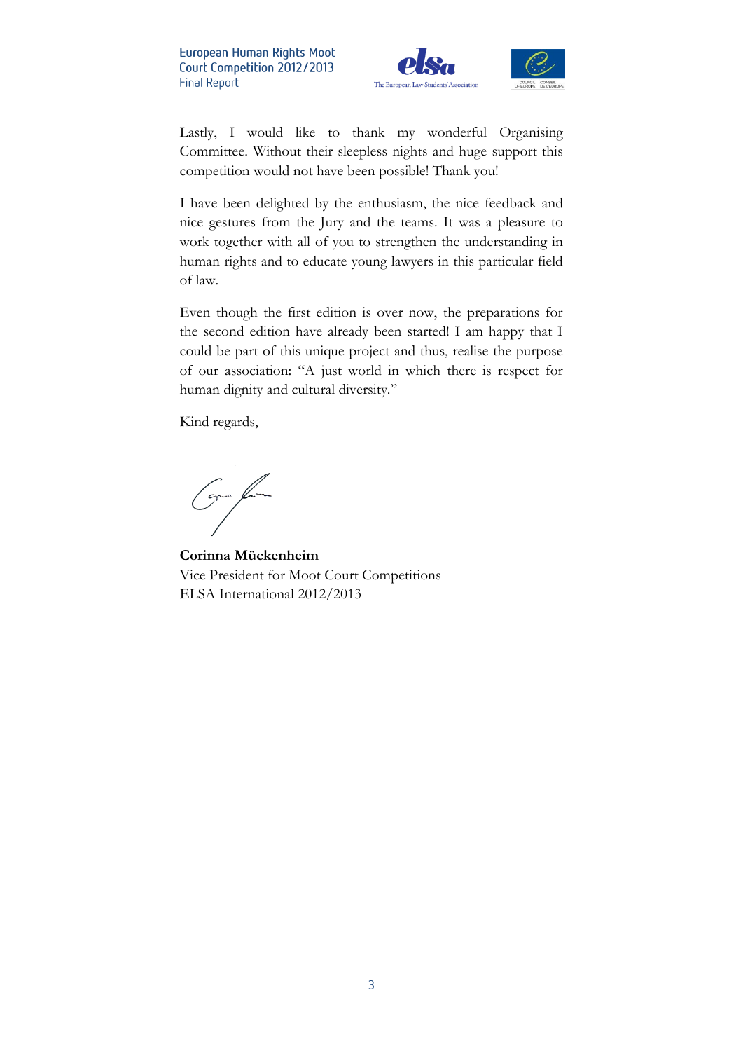Lastly, I would like to thank my wonderful Organising Committee. Without their sleepless nights and huge support this competition would not have been possible! Thank you!

I have been delighted by the enthusiasm, the nice feedback and nice gestures from the Jury and the teams. It was a pleasure to work together with all of you to strengthen the understanding in human rights and to educate young lawyers in this particular field of law.

Even though the first edition is over now, the preparations for the second edition have already been started! I am happy that I could be part of this unique project and thus, realise the purpose of our association: "A just world in which there is respect for human dignity and cultural diversity."

Kind regards,

**Corinna Mückenheim**
Vice President for Moot Court Competitions
ELSA International 2012/2013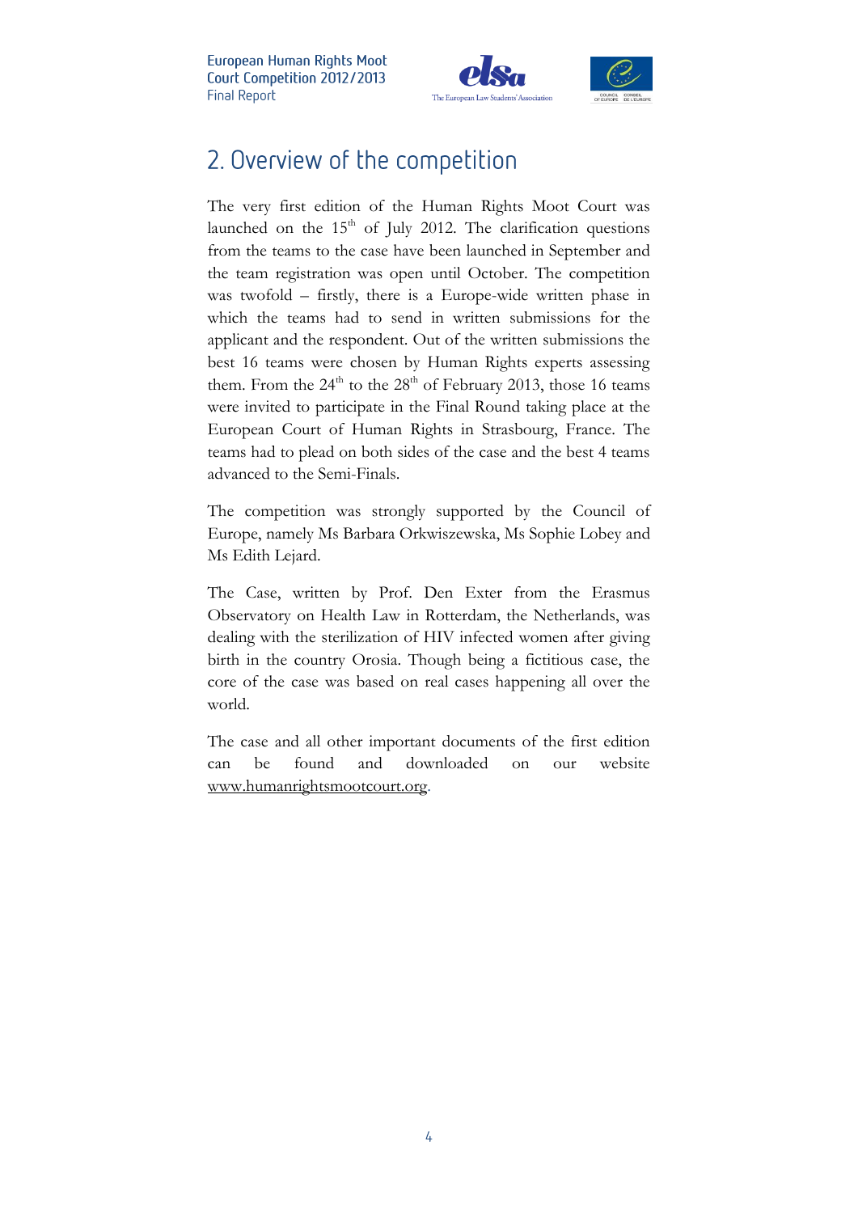## 2. Overview of the competition

The very first edition of the Human Rights Moot Court was launched on the 15th of July 2012. The clarification questions from the teams to the case have been launched in September and the team registration was open until October. The competition was twofold – firstly, there is a Europe-wide written phase in which the teams had to send in written submissions for the applicant and the respondent. Out of the written submissions the best 16 teams were chosen by Human Rights experts assessing them. From the 24th to the 28th of February 2013, those 16 teams were invited to participate in the Final Round taking place at the European Court of Human Rights in Strasbourg, France. The teams had to plead on both sides of the case and the best 4 teams advanced to the Semi-Finals.

The competition was strongly supported by the Council of Europe, namely Ms Barbara Orkwiszewska, Ms Sophie Lobey and Ms Edith Lejard.

The Case, written by Prof. Den Exter from the Erasmus Observatory on Health Law in Rotterdam, the Netherlands, was dealing with the sterilization of HIV infected women after giving birth in the country Orosia. Though being a fictitious case, the core of the case was based on real cases happening all over the world.

The case and all other important documents of the first edition can be found and downloaded on our website www.humanrightsmootcourt.org.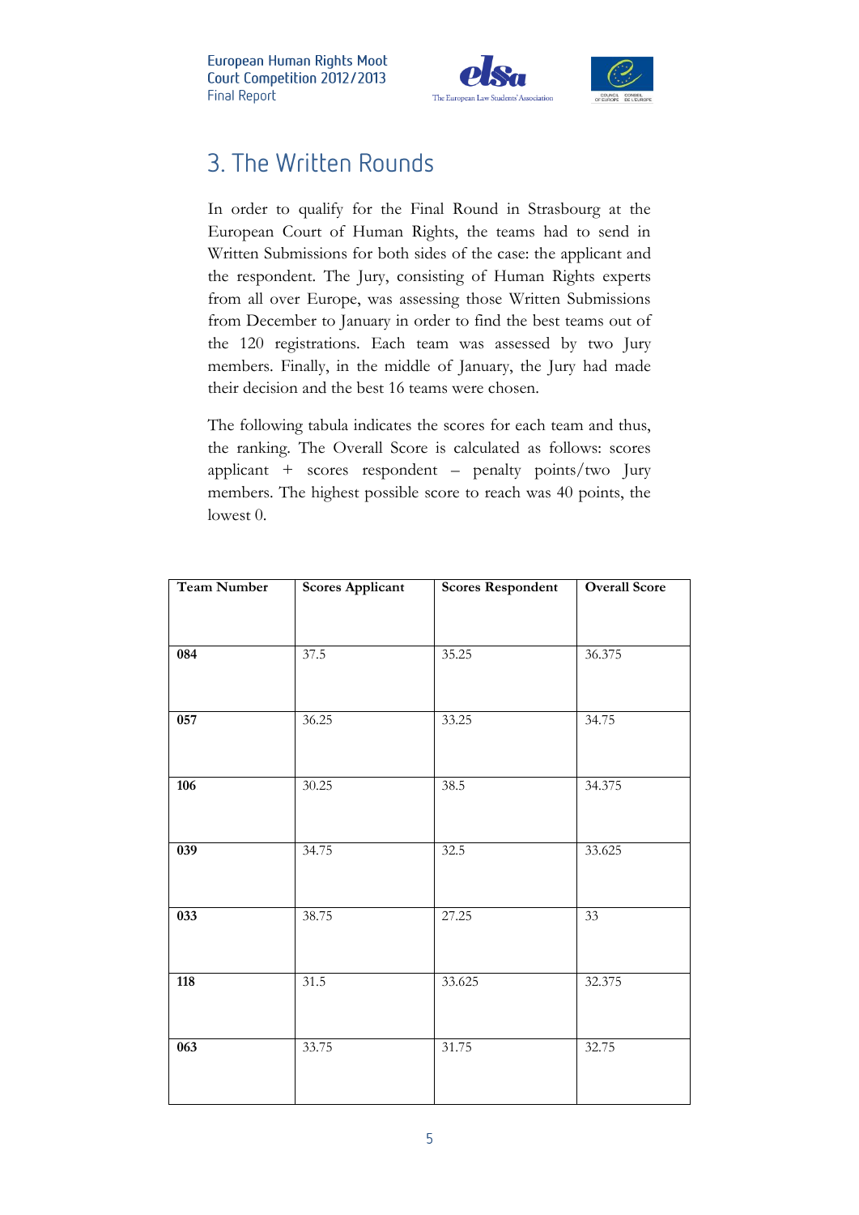## 3. The Written Rounds

In order to qualify for the Final Round in Strasbourg at the European Court of Human Rights, the teams had to send in Written Submissions for both sides of the case: the applicant and the respondent. The Jury, consisting of Human Rights experts from all over Europe, was assessing those Written Submissions from December to January in order to find the best teams out of the 120 registrations. Each team was assessed by two Jury members. Finally, in the middle of January, the Jury had made their decision and the best 16 teams were chosen.

The following tabula indicates the scores for each team and thus, the ranking. The Overall Score is calculated as follows: scores applicant + scores respondent – penalty points/two Jury members. The highest possible score to reach was 40 points, the lowest 0.

| **Team Number** | **Scores Applicant** | **Scores Respondent** | **Overall Score** |
|---|---|---|---|
| **084** | 37.5 | 35.25 | 36.375 |
| **057** | 36.25 | 33.25 | 34.75 |
| **106** | 30.25 | 38.5 | 34.375 |
| **039** | 34.75 | 32.5 | 33.625 |
| **033** | 38.75 | 27.25 | 33 |
| **118** | 31.5 | 33.625 | 32.375 |
| **063** | 33.75 | 31.75 | 32.75 |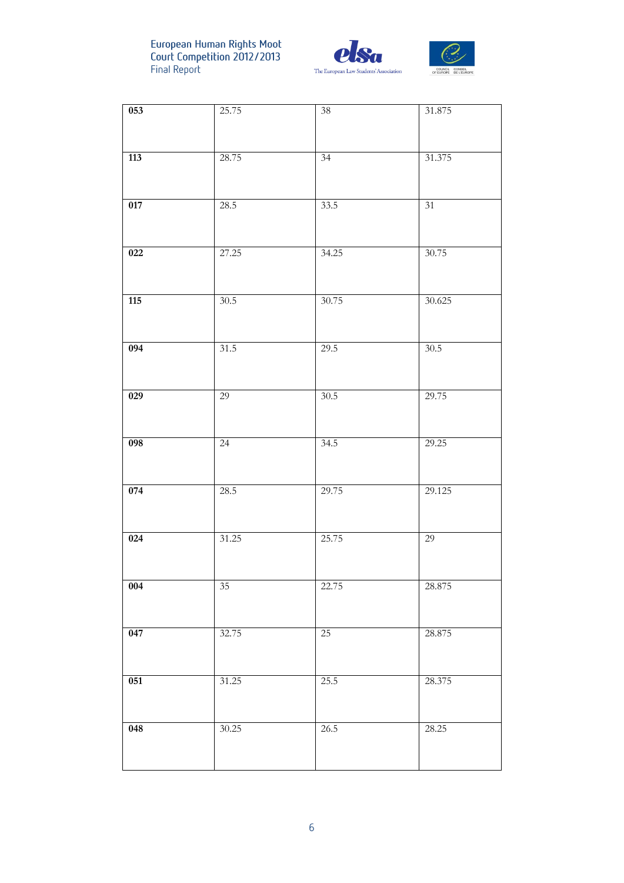| 053 | 25.75 | 38 | 31.875 |
|---|---|---|---|
| 113 | 28.75 | 34 | 31.375 |
| 017 | 28.5 | 33.5 | 31 |
| 022 | 27.25 | 34.25 | 30.75 |
| 115 | 30.5 | 30.75 | 30.625 |
| 094 | 31.5 | 29.5 | 30.5 |
| 029 | 29 | 30.5 | 29.75 |
| 098 | 24 | 34.5 | 29.25 |
| 074 | 28.5 | 29.75 | 29.125 |
| 024 | 31.25 | 25.75 | 29 |
| 004 | 35 | 22.75 | 28.875 |
| 047 | 32.75 | 25 | 28.875 |
| 051 | 31.25 | 25.5 | 28.375 |
| 048 | 30.25 | 26.5 | 28.25 |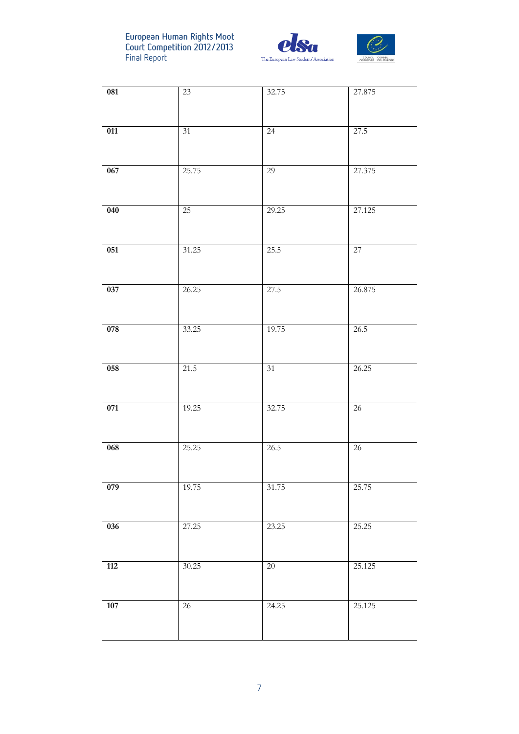| **081** | 23 | 32.75 | 27.875 |
|---|---|---|---|
| **011** | 31 | 24 | 27.5 |
| **067** | 25.75 | 29 | 27.375 |
| **040** | 25 | 29.25 | 27.125 |
| **051** | 31.25 | 25.5 | 27 |
| **037** | 26.25 | 27.5 | 26.875 |
| **078** | 33.25 | 19.75 | 26.5 |
| **058** | 21.5 | 31 | 26.25 |
| **071** | 19.25 | 32.75 | 26 |
| **068** | 25.25 | 26.5 | 26 |
| **079** | 19.75 | 31.75 | 25.75 |
| **036** | 27.25 | 23.25 | 25.25 |
| **112** | 30.25 | 20 | 25.125 |
| **107** | 26 | 24.25 | 25.125 |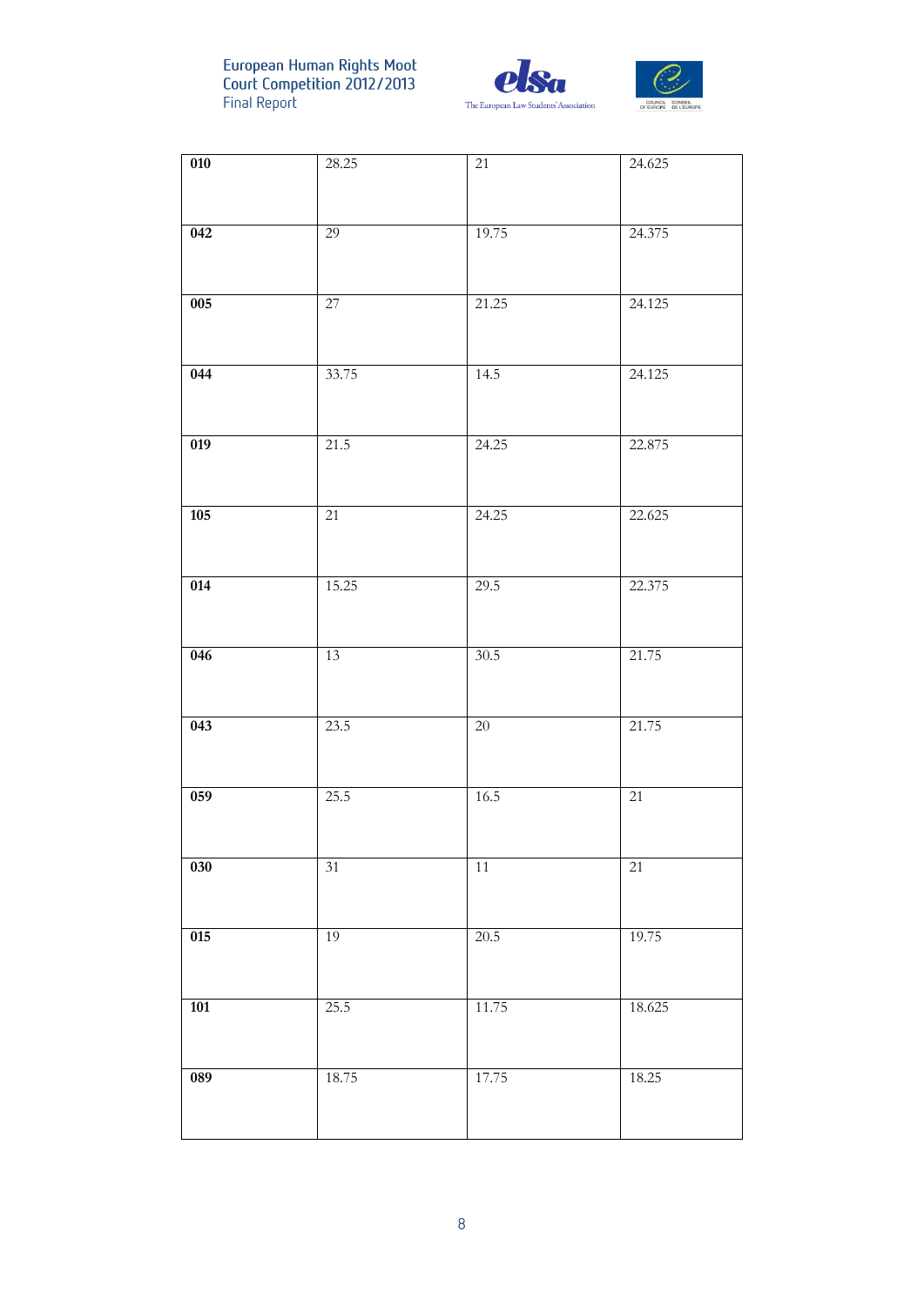| 010 | 28.25 | 21 | 24.625 |
|---|---|---|---|
| 042 | 29 | 19.75 | 24.375 |
| 005 | 27 | 21.25 | 24.125 |
| 044 | 33.75 | 14.5 | 24.125 |
| 019 | 21.5 | 24.25 | 22.875 |
| 105 | 21 | 24.25 | 22.625 |
| 014 | 15.25 | 29.5 | 22.375 |
| 046 | 13 | 30.5 | 21.75 |
| 043 | 23.5 | 20 | 21.75 |
| 059 | 25.5 | 16.5 | 21 |
| 030 | 31 | 11 | 21 |
| 015 | 19 | 20.5 | 19.75 |
| 101 | 25.5 | 11.75 | 18.625 |
| 089 | 18.75 | 17.75 | 18.25 |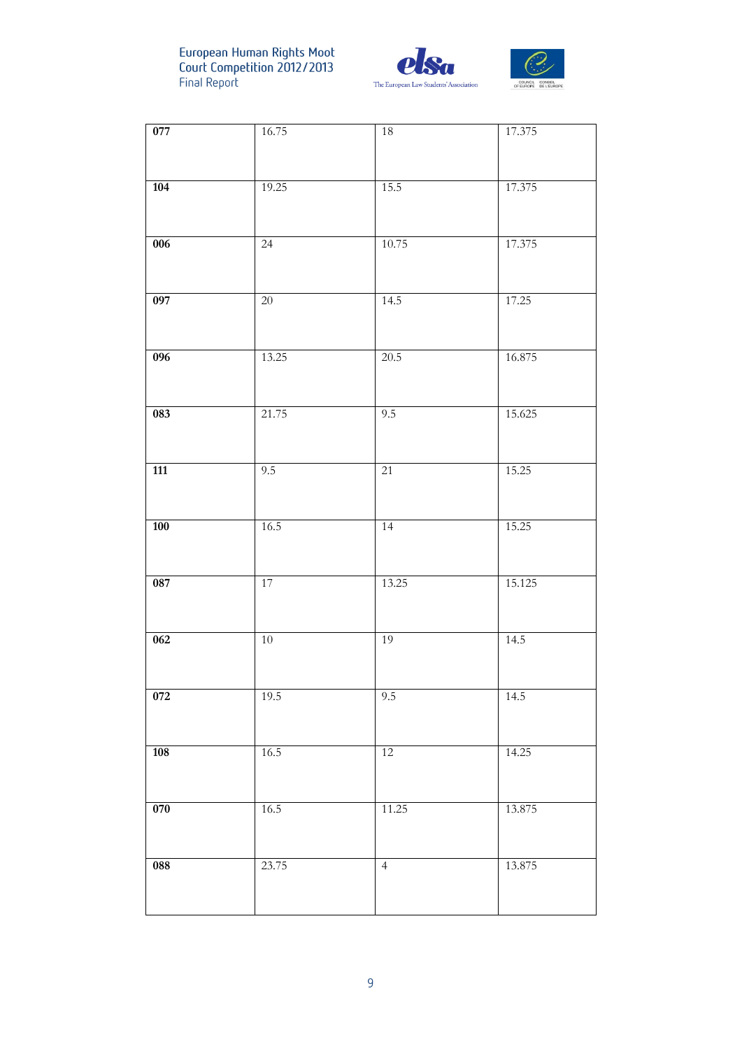| 077 | 16.75 | 18 | 17.375 |
|---|---|---|---|
| 104 | 19.25 | 15.5 | 17.375 |
| 006 | 24 | 10.75 | 17.375 |
| 097 | 20 | 14.5 | 17.25 |
| 096 | 13.25 | 20.5 | 16.875 |
| 083 | 21.75 | 9.5 | 15.625 |
| 111 | 9.5 | 21 | 15.25 |
| 100 | 16.5 | 14 | 15.25 |
| 087 | 17 | 13.25 | 15.125 |
| 062 | 10 | 19 | 14.5 |
| 072 | 19.5 | 9.5 | 14.5 |
| 108 | 16.5 | 12 | 14.25 |
| 070 | 16.5 | 11.25 | 13.875 |
| 088 | 23.75 | 4 | 13.875 |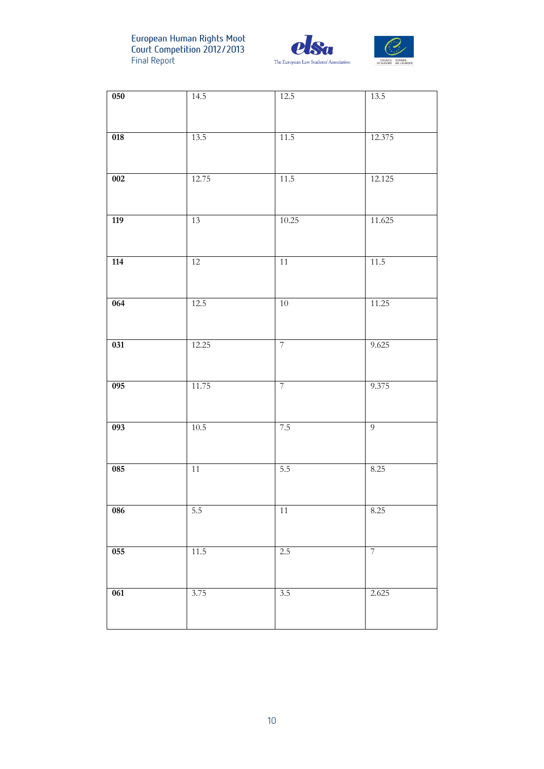| 050 | 14.5 | 12.5 | 13.5 |
|---|---|---|---|
| 018 | 13.5 | 11.5 | 12.375 |
| 002 | 12.75 | 11.5 | 12.125 |
| 119 | 13 | 10.25 | 11.625 |
| 114 | 12 | 11 | 11.5 |
| 064 | 12.5 | 10 | 11.25 |
| 031 | 12.25 | 7 | 9.625 |
| 095 | 11.75 | 7 | 9.375 |
| 093 | 10.5 | 7.5 | 9 |
| 085 | 11 | 5.5 | 8.25 |
| 086 | 5.5 | 11 | 8.25 |
| 055 | 11.5 | 2.5 | 7 |
| 061 | 3.75 | 3.5 | 2.625 |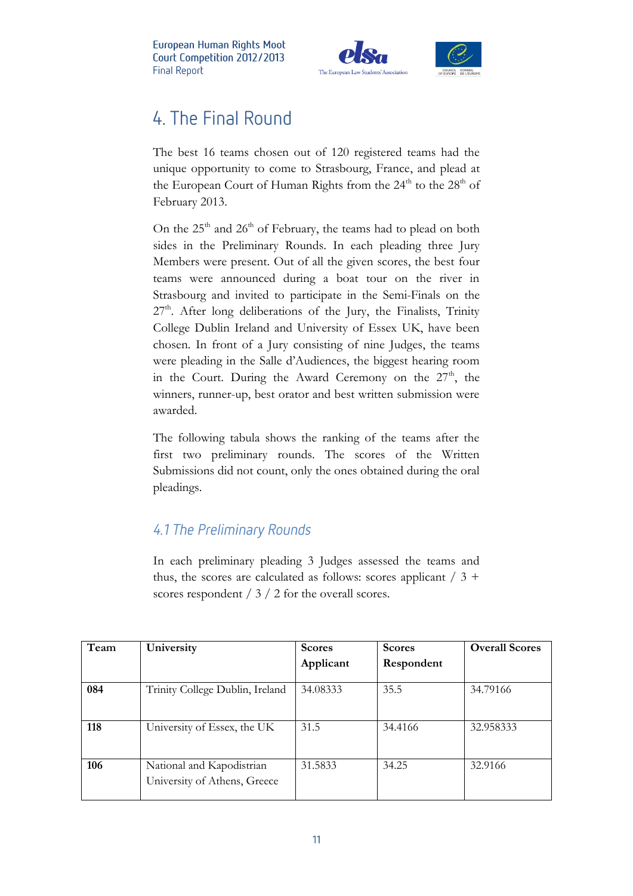# 4. The Final Round

The best 16 teams chosen out of 120 registered teams had the unique opportunity to come to Strasbourg, France, and plead at the European Court of Human Rights from the 24th to the 28th of February 2013.

On the 25th and 26th of February, the teams had to plead on both sides in the Preliminary Rounds. In each pleading three Jury Members were present. Out of all the given scores, the best four teams were announced during a boat tour on the river in Strasbourg and invited to participate in the Semi-Finals on the 27th. After long deliberations of the Jury, the Finalists, Trinity College Dublin Ireland and University of Essex UK, have been chosen. In front of a Jury consisting of nine Judges, the teams were pleading in the Salle d'Audiences, the biggest hearing room in the Court. During the Award Ceremony on the 27th, the winners, runner-up, best orator and best written submission were awarded.

The following tabula shows the ranking of the teams after the first two preliminary rounds. The scores of the Written Submissions did not count, only the ones obtained during the oral pleadings.

## *4.1 The Preliminary Rounds*

In each preliminary pleading 3 Judges assessed the teams and thus, the scores are calculated as follows: scores applicant / 3 + scores respondent / 3 / 2 for the overall scores.

| Team | University | Scores Applicant | Scores Respondent | Overall Scores |
|---|---|---|---|---|
| **084** | Trinity College Dublin, Ireland | 34.08333 | 35.5 | 34.79166 |
| **118** | University of Essex, the UK | 31.5 | 34.4166 | 32.958333 |
| **106** | National and Kapodistrian University of Athens, Greece | 31.5833 | 34.25 | 32.9166 |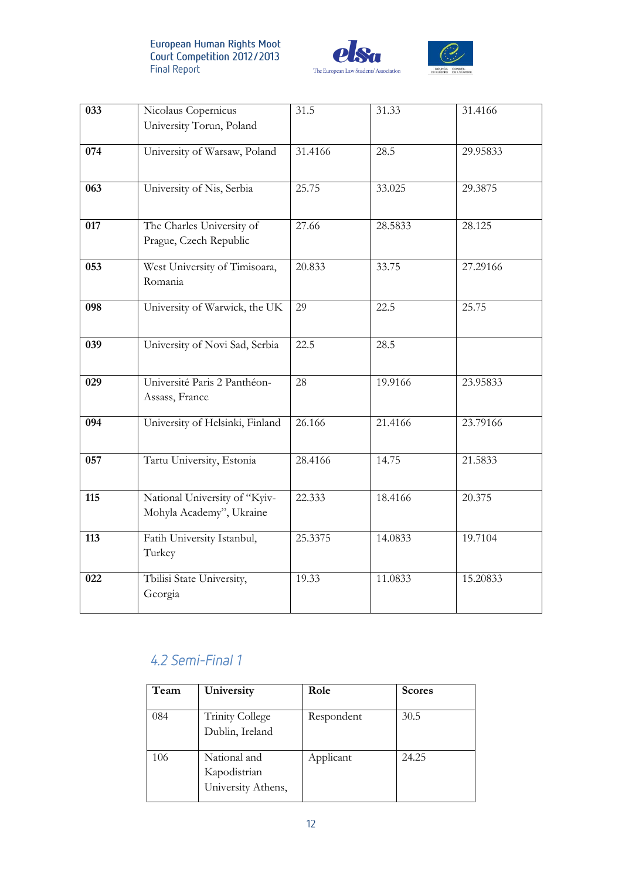| | | | | |
|---|---|---|---|---|
| **033** | Nicolaus Copernicus University Torun, Poland | 31.5 | 31.33 | 31.4166 |
| **074** | University of Warsaw, Poland | 31.4166 | 28.5 | 29.95833 |
| **063** | University of Nis, Serbia | 25.75 | 33.025 | 29.3875 |
| **017** | The Charles University of Prague, Czech Republic | 27.66 | 28.5833 | 28.125 |
| **053** | West University of Timisoara, Romania | 20.833 | 33.75 | 27.29166 |
| **098** | University of Warwick, the UK | 29 | 22.5 | 25.75 |
| **039** | University of Novi Sad, Serbia | 22.5 | 28.5 | |
| **029** | Université Paris 2 Panthéon-Assass, France | 28 | 19.9166 | 23.95833 |
| **094** | University of Helsinki, Finland | 26.166 | 21.4166 | 23.79166 |
| **057** | Tartu University, Estonia | 28.4166 | 14.75 | 21.5833 |
| **115** | National University of "Kyiv-Mohyla Academy", Ukraine | 22.333 | 18.4166 | 20.375 |
| **113** | Fatih University Istanbul, Turkey | 25.3375 | 14.0833 | 19.7104 |
| **022** | Tbilisi State University, Georgia | 19.33 | 11.0833 | 15.20833 |

## 4.2 Semi-Final 1

| Team | University | Role | Scores |
|---|---|---|---|
| 084 | Trinity College Dublin, Ireland | Respondent | 30.5 |
| 106 | National and Kapodistrian University Athens, | Applicant | 24.25 |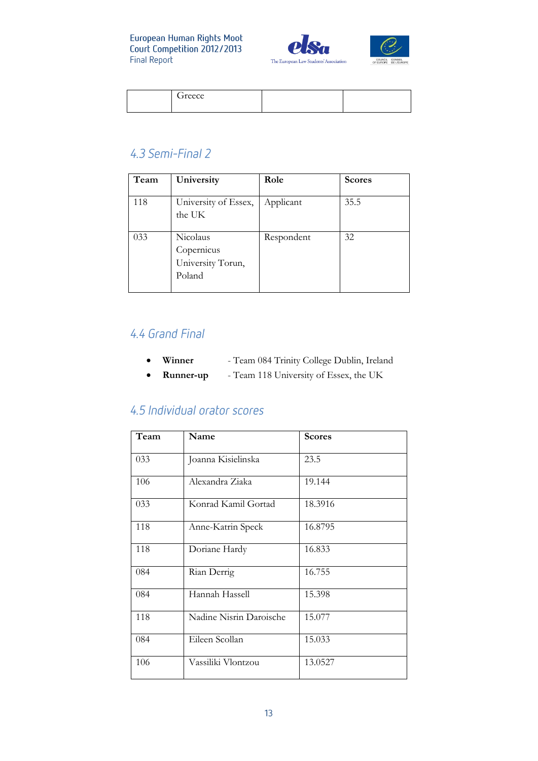| | Greece | | |
|---|---|---|---|

## 4.3 Semi-Final 2

| Team | University | Role | Scores |
|---|---|---|---|
| 118 | University of Essex, the UK | Applicant | 35.5 |
| 033 | Nicolaus Copernicus University Torun, Poland | Respondent | 32 |

## 4.4 Grand Final

- **Winner** - Team 084 Trinity College Dublin, Ireland
- **Runner-up** - Team 118 University of Essex, the UK

## 4.5 Individual orator scores

| Team | Name | Scores |
|---|---|---|
| 033 | Joanna Kisielinska | 23.5 |
| 106 | Alexandra Ziaka | 19.144 |
| 033 | Konrad Kamil Gortad | 18.3916 |
| 118 | Anne-Katrin Speck | 16.8795 |
| 118 | Doriane Hardy | 16.833 |
| 084 | Rian Derrig | 16.755 |
| 084 | Hannah Hassell | 15.398 |
| 118 | Nadine Nisrin Daroische | 15.077 |
| 084 | Eileen Scollan | 15.033 |
| 106 | Vassiliki Vlontzou | 13.0527 |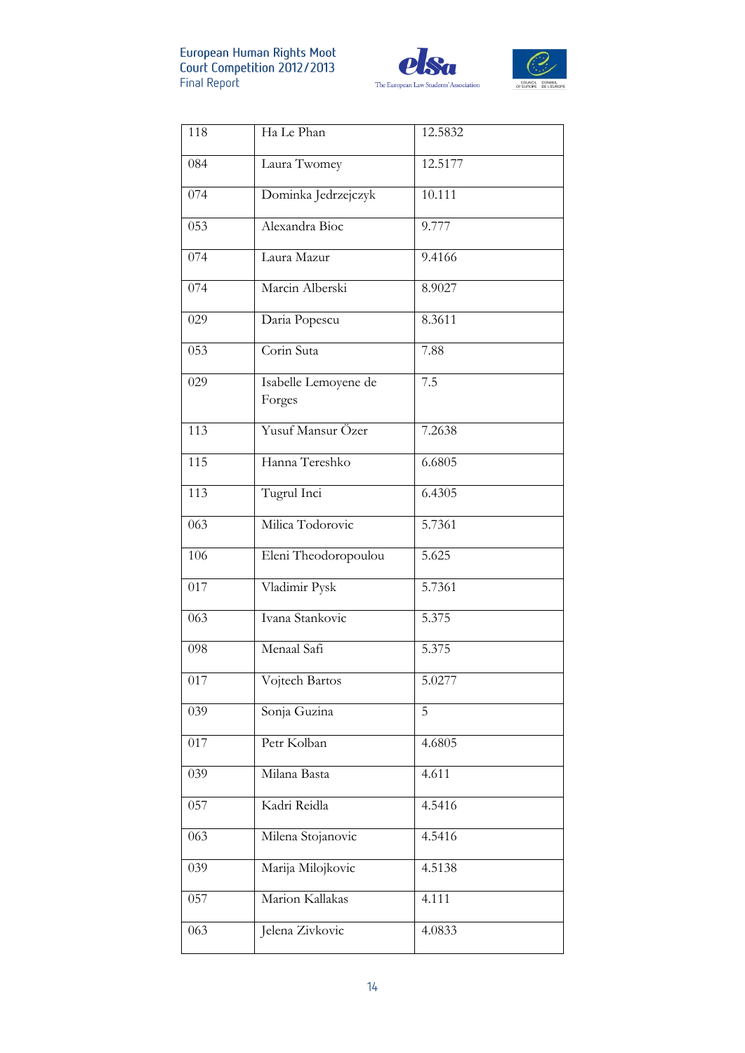| | | |
|---|---|---|
| 118 | Ha Le Phan | 12.5832 |
| 084 | Laura Twomey | 12.5177 |
| 074 | Dominka Jedrzejczyk | 10.111 |
| 053 | Alexandra Bioc | 9.777 |
| 074 | Laura Mazur | 9.4166 |
| 074 | Marcin Alberski | 8.9027 |
| 029 | Daria Popescu | 8.3611 |
| 053 | Corin Suta | 7.88 |
| 029 | Isabelle Lemoyene de Forges | 7.5 |
| 113 | Yusuf Mansur Özer | 7.2638 |
| 115 | Hanna Tereshko | 6.6805 |
| 113 | Tugrul Inci | 6.4305 |
| 063 | Milica Todorovic | 5.7361 |
| 106 | Eleni Theodoropoulou | 5.625 |
| 017 | Vladimir Pysk | 5.7361 |
| 063 | Ivana Stankovic | 5.375 |
| 098 | Menaal Safi | 5.375 |
| 017 | Vojtech Bartos | 5.0277 |
| 039 | Sonja Guzina | 5 |
| 017 | Petr Kolban | 4.6805 |
| 039 | Milana Basta | 4.611 |
| 057 | Kadri Reidla | 4.5416 |
| 063 | Milena Stojanovic | 4.5416 |
| 039 | Marija Milojkovic | 4.5138 |
| 057 | Marion Kallakas | 4.111 |
| 063 | Jelena Zivkovic | 4.0833 |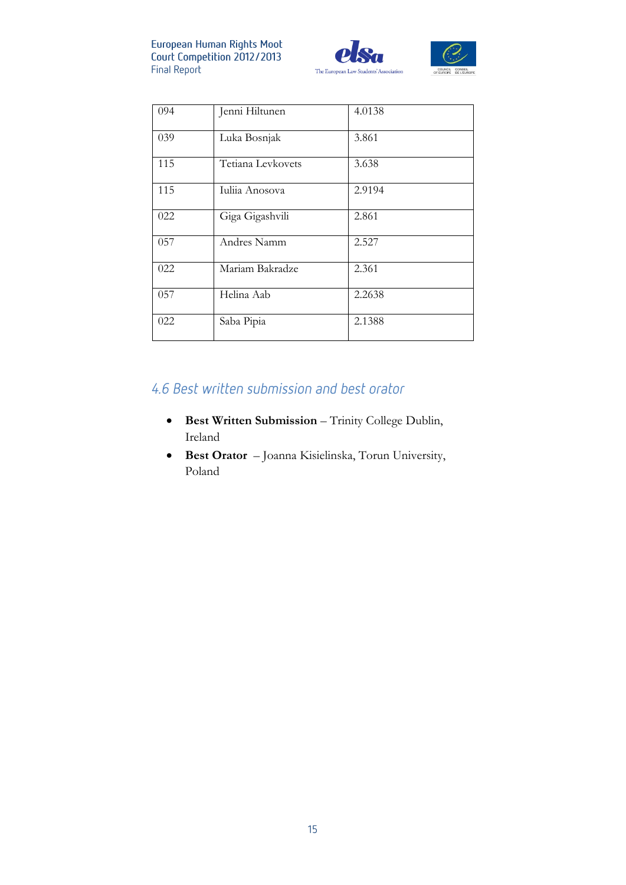| 094 | Jenni Hiltunen | 4.0138 |
|---|---|---|
| 039 | Luka Bosnjak | 3.861 |
| 115 | Tetiana Levkovets | 3.638 |
| 115 | Iuliia Anosova | 2.9194 |
| 022 | Giga Gigashvili | 2.861 |
| 057 | Andres Namm | 2.527 |
| 022 | Mariam Bakradze | 2.361 |
| 057 | Helina Aab | 2.2638 |
| 022 | Saba Pipia | 2.1388 |

## 4.6 Best written submission and best orator

- **Best Written Submission** – Trinity College Dublin, Ireland
- **Best Orator** – Joanna Kisielinska, Torun University, Poland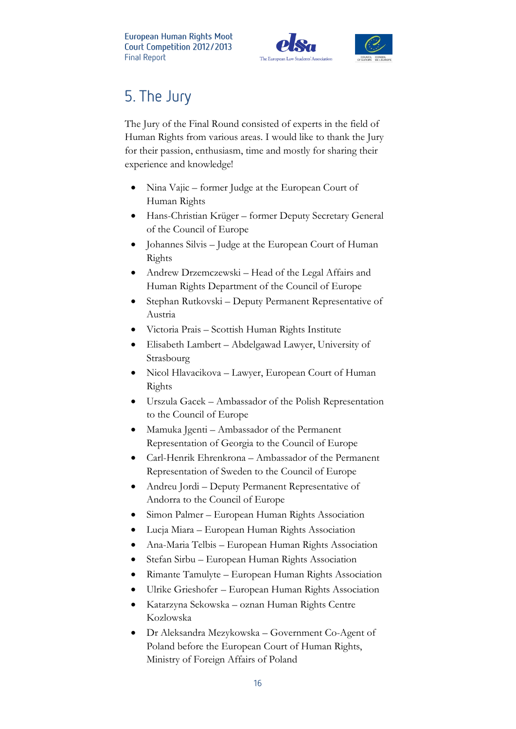# 5. The Jury

The Jury of the Final Round consisted of experts in the field of Human Rights from various areas. I would like to thank the Jury for their passion, enthusiasm, time and mostly for sharing their experience and knowledge!

- Nina Vajic – former Judge at the European Court of Human Rights
- Hans-Christian Krüger – former Deputy Secretary General of the Council of Europe
- Johannes Silvis – Judge at the European Court of Human Rights
- Andrew Drzemczewski – Head of the Legal Affairs and Human Rights Department of the Council of Europe
- Stephan Rutkovski – Deputy Permanent Representative of Austria
- Victoria Prais – Scottish Human Rights Institute
- Elisabeth Lambert – Abdelgawad Lawyer, University of Strasbourg
- Nicol Hlavacikova – Lawyer, European Court of Human Rights
- Urszula Gacek – Ambassador of the Polish Representation to the Council of Europe
- Mamuka Jgenti – Ambassador of the Permanent Representation of Georgia to the Council of Europe
- Carl-Henrik Ehrenkrona – Ambassador of the Permanent Representation of Sweden to the Council of Europe
- Andreu Jordi – Deputy Permanent Representative of Andorra to the Council of Europe
- Simon Palmer – European Human Rights Association
- Lucja Miara – European Human Rights Association
- Ana-Maria Telbis – European Human Rights Association
- Stefan Sirbu – European Human Rights Association
- Rimante Tamulyte – European Human Rights Association
- Ulrike Grieshofer – European Human Rights Association
- Katarzyna Sekowska – oznan Human Rights Centre Kozlowska
- Dr Aleksandra Mezykowska – Government Co-Agent of Poland before the European Court of Human Rights, Ministry of Foreign Affairs of Poland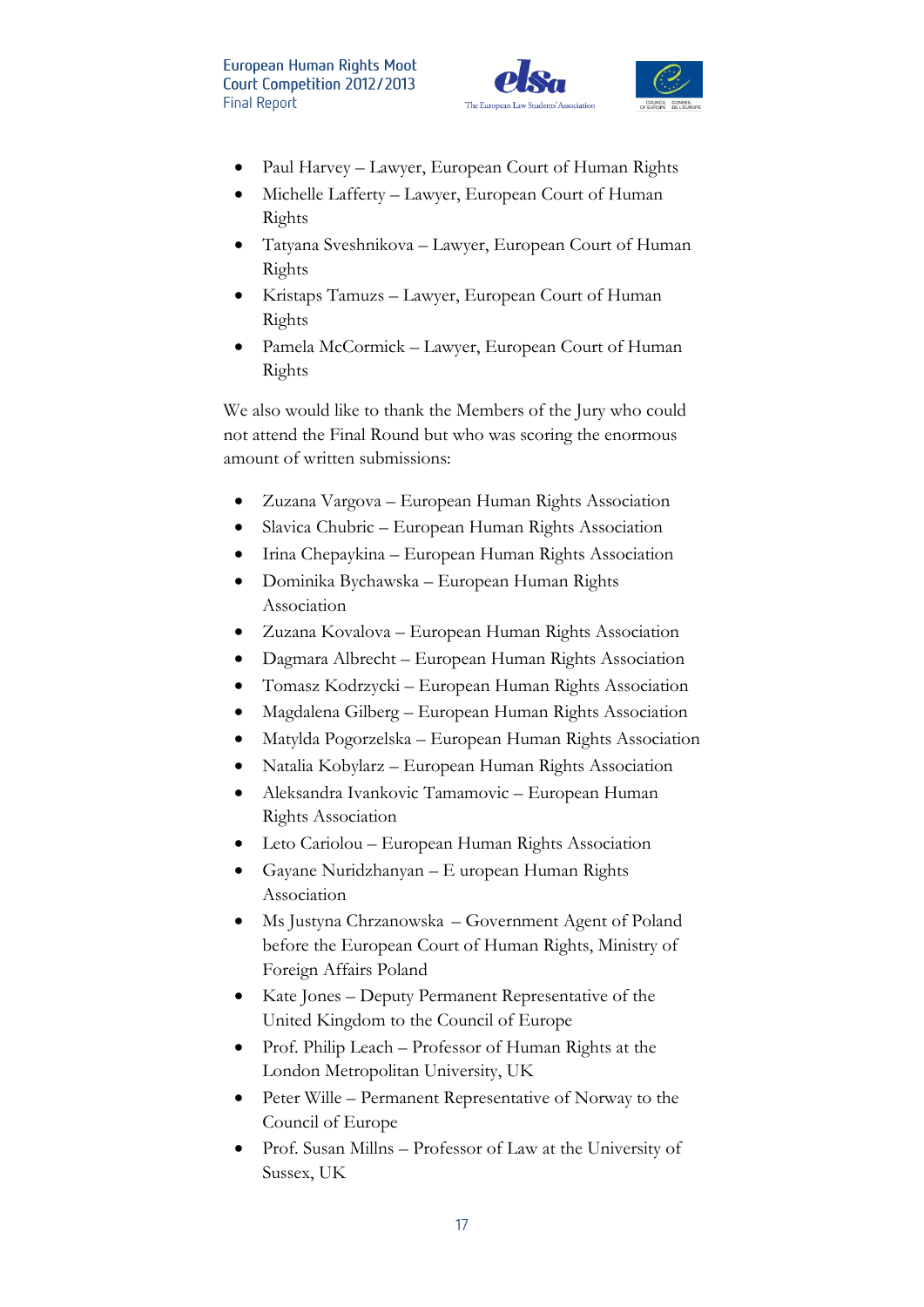- Paul Harvey – Lawyer, European Court of Human Rights
- Michelle Lafferty – Lawyer, European Court of Human Rights
- Tatyana Sveshnikova – Lawyer, European Court of Human Rights
- Kristaps Tamuzs – Lawyer, European Court of Human Rights
- Pamela McCormick – Lawyer, European Court of Human Rights

We also would like to thank the Members of the Jury who could not attend the Final Round but who was scoring the enormous amount of written submissions:

- Zuzana Vargova – European Human Rights Association
- Slavica Chubric – European Human Rights Association
- Irina Chepaykina – European Human Rights Association
- Dominika Bychawska – European Human Rights Association
- Zuzana Kovalova – European Human Rights Association
- Dagmara Albrecht – European Human Rights Association
- Tomasz Kodrzycki – European Human Rights Association
- Magdalena Gilberg – European Human Rights Association
- Matylda Pogorzelska – European Human Rights Association
- Natalia Kobylarz – European Human Rights Association
- Aleksandra Ivankovic Tamamovic – European Human Rights Association
- Leto Cariolou – European Human Rights Association
- Gayane Nuridzhanyan – E uropean Human Rights Association
- Ms Justyna Chrzanowska – Government Agent of Poland before the European Court of Human Rights, Ministry of Foreign Affairs Poland
- Kate Jones – Deputy Permanent Representative of the United Kingdom to the Council of Europe
- Prof. Philip Leach – Professor of Human Rights at the London Metropolitan University, UK
- Peter Wille – Permanent Representative of Norway to the Council of Europe
- Prof. Susan Millns – Professor of Law at the University of Sussex, UK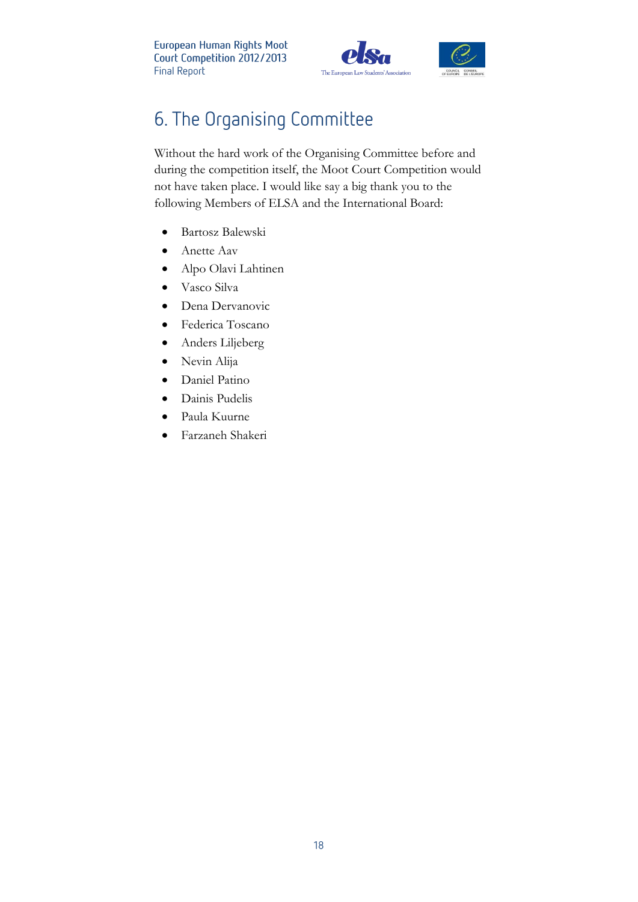# 6. The Organising Committee

Without the hard work of the Organising Committee before and during the competition itself, the Moot Court Competition would not have taken place. I would like say a big thank you to the following Members of ELSA and the International Board:

- Bartosz Balewski
- Anette Aav
- Alpo Olavi Lahtinen
- Vasco Silva
- Dena Dervanovic
- Federica Toscano
- Anders Liljeberg
- Nevin Alija
- Daniel Patino
- Dainis Pudelis
- Paula Kuurne
- Farzaneh Shakeri